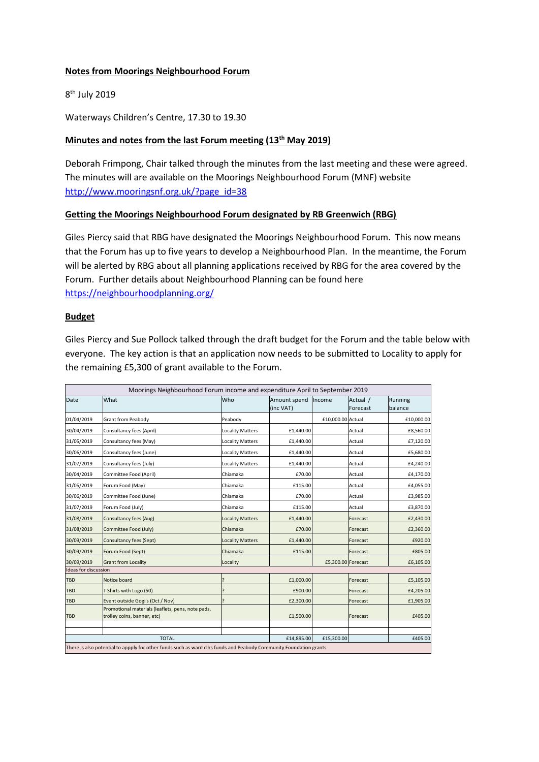**Notes from Moorings Neighbourhood Forum**

8th July 2019

Waterways Children's Centre, 17.30 to 19.30

**Minutes and notes from the last Forum meeting (13th May 2019)**

Deborah Frimpong, Chair talked through the minutes from the last meeting and these were agreed. The minutes will are available on the Moorings Neighbourhood Forum (MNF) website http://www.mooringsnf.org.uk/?page_id=38

**Getting the Moorings Neighbourhood Forum designated by RB Greenwich (RBG)**

Giles Piercy said that RBG have designated the Moorings Neighbourhood Forum. This now means that the Forum has up to five years to develop a Neighbourhood Plan. In the meantime, the Forum will be alerted by RBG about all planning applications received by RBG for the area covered by the Forum. Further details about Neighbourhood Planning can be found here https://neighbourhoodplanning.org/

**Budget**

Giles Piercy and Sue Pollock talked through the draft budget for the Forum and the table below with everyone. The key action is that an application now needs to be submitted to Locality to apply for the remaining £5,300 of grant available to the Forum.

| Moorings Neighbourhood Forum income and expenditure April to September 2019 | | | | | | |
|---|---|---|---|---|---|---|
| Date | What | Who | Amount spend (inc VAT) | Income | Actual / Forecast | Running balance |
| 01/04/2019 | Grant from Peabody | Peabody | | £10,000.00 | Actual | £10,000.00 |
| 30/04/2019 | Consultancy fees (April) | Locality Matters | £1,440.00 | | Actual | £8,560.00 |
| 31/05/2019 | Consultancy fees (May) | Locality Matters | £1,440.00 | | Actual | £7,120.00 |
| 30/06/2019 | Consultancy fees (June) | Locality Matters | £1,440.00 | | Actual | £5,680.00 |
| 31/07/2019 | Consultancy fees (July) | Locality Matters | £1,440.00 | | Actual | £4,240.00 |
| 30/04/2019 | Committee Food (April) | Chiamaka | £70.00 | | Actual | £4,170.00 |
| 31/05/2019 | Forum Food (May) | Chiamaka | £115.00 | | Actual | £4,055.00 |
| 30/06/2019 | Committee Food (June) | Chiamaka | £70.00 | | Actual | £3,985.00 |
| 31/07/2019 | Forum Food (July) | Chiamaka | £115.00 | | Actual | £3,870.00 |
| 31/08/2019 | Consultancy fees (Aug) | Locality Matters | £1,440.00 | | Forecast | £2,430.00 |
| 31/08/2019 | Committee Food (July) | Chiamaka | £70.00 | | Forecast | £2,360.00 |
| 30/09/2019 | Consultancy fees (Sept) | Locality Matters | £1,440.00 | | Forecast | £920.00 |
| 30/09/2019 | Forum Food (Sept) | Chiamaka | £115.00 | | Forecast | £805.00 |
| 30/09/2019 | Grant from Locality | Locality | | £5,300.00 | Forecast | £6,105.00 |
| Ideas for discussion | | | | | | |
| TBD | Notice board | ? | £1,000.00 | | Forecast | £5,105.00 |
| TBD | T Shirts with Logo (50) | ? | £900.00 | | Forecast | £4,205.00 |
| TBD | Event outside Gogi's (Oct / Nov) | ? | £2,300.00 | | Forecast | £1,905.00 |
| TBD | Promotional materials (leaflets, pens, note pads, trolley coins, banner, etc) | | £1,500.00 | | Forecast | £405.00 |
| | | | | | | |
| | | | | | | |
| TOTAL | | | £14,895.00 | £15,300.00 | | £405.00 |
| There is also potential to appply for other funds such as ward cllrs funds and Peabody Community Foundation grants | | | | | | |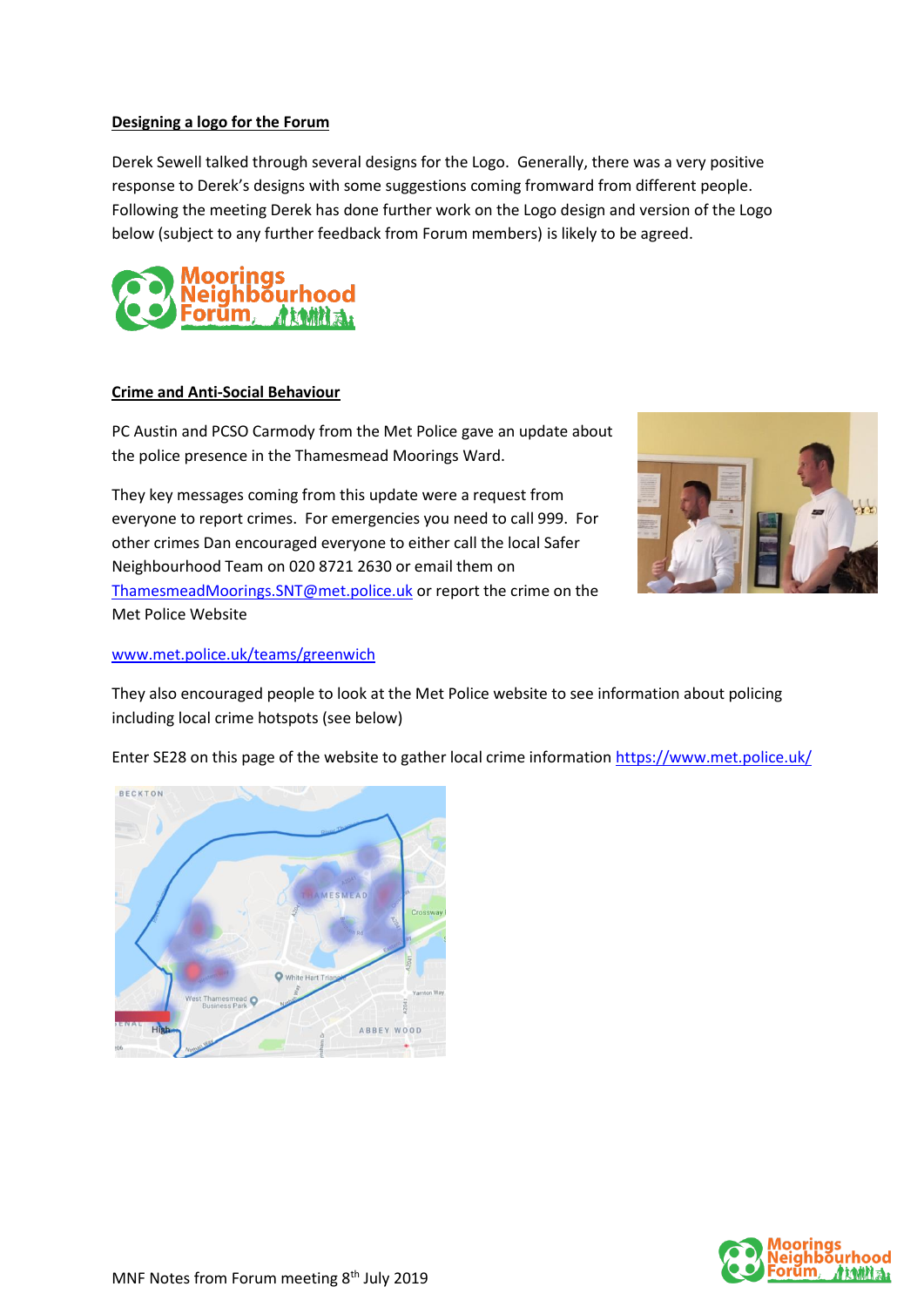## Designing a logo for the Forum

Derek Sewell talked through several designs for the Logo. Generally, there was a very positive response to Derek's designs with some suggestions coming fromward from different people. Following the meeting Derek has done further work on the Logo design and version of the Logo below (subject to any further feedback from Forum members) is likely to be agreed.

## Crime and Anti-Social Behaviour

PC Austin and PCSO Carmody from the Met Police gave an update about the police presence in the Thamesmead Moorings Ward.

They key messages coming from this update were a request from everyone to report crimes. For emergencies you need to call 999. For other crimes Dan encouraged everyone to either call the local Safer Neighbourhood Team on 020 8721 2630 or email them on ThamesmeadMoorings.SNT@met.police.uk or report the crime on the Met Police Website

www.met.police.uk/teams/greenwich

They also encouraged people to look at the Met Police website to see information about policing including local crime hotspots (see below)

Enter SE28 on this page of the website to gather local crime information https://www.met.police.uk/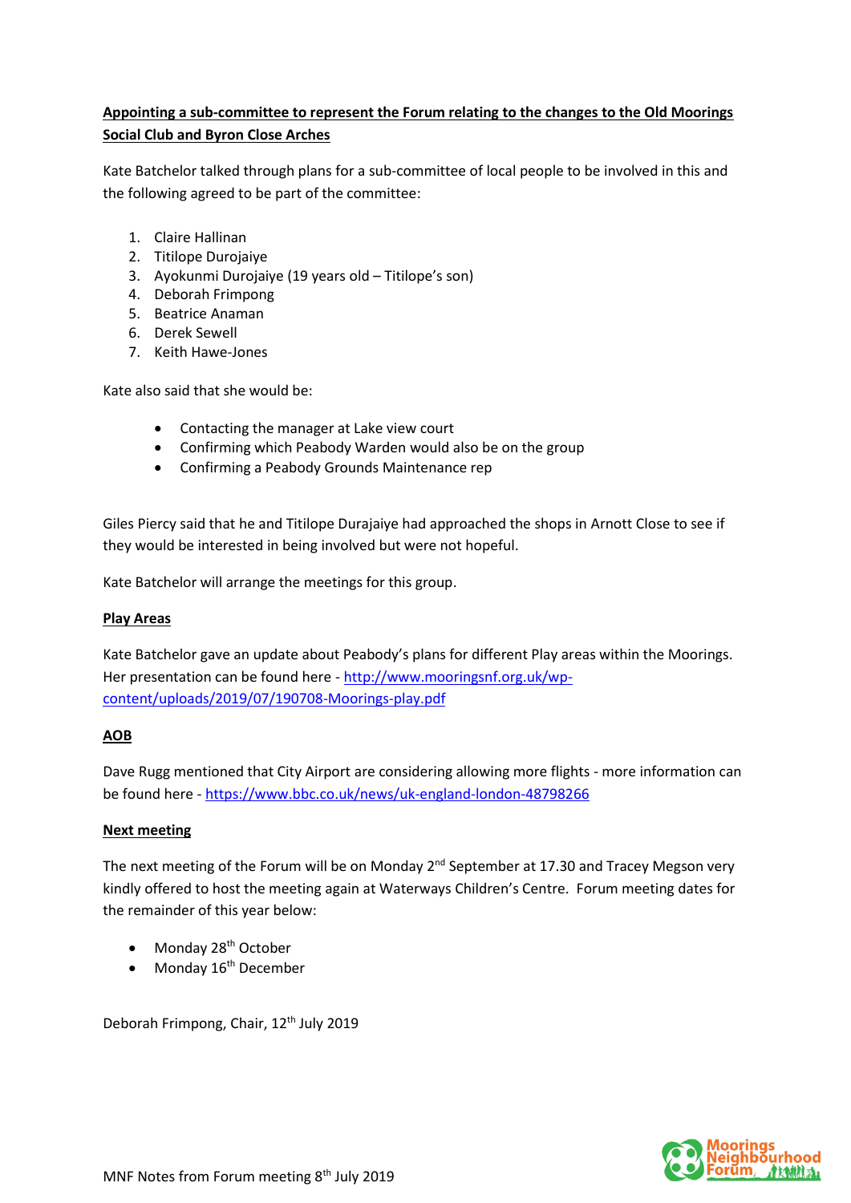**Appointing a sub-committee to represent the Forum relating to the changes to the Old Moorings Social Club and Byron Close Arches**

Kate Batchelor talked through plans for a sub-committee of local people to be involved in this and the following agreed to be part of the committee:

1. Claire Hallinan
2. Titilope Durojaiye
3. Ayokunmi Durojaiye (19 years old – Titilope's son)
4. Deborah Frimpong
5. Beatrice Anaman
6. Derek Sewell
7. Keith Hawe-Jones

Kate also said that she would be:

- Contacting the manager at Lake view court
- Confirming which Peabody Warden would also be on the group
- Confirming a Peabody Grounds Maintenance rep

Giles Piercy said that he and Titilope Durajaiye had approached the shops in Arnott Close to see if they would be interested in being involved but were not hopeful.

Kate Batchelor will arrange the meetings for this group.

**Play Areas**

Kate Batchelor gave an update about Peabody's plans for different Play areas within the Moorings. Her presentation can be found here - http://www.mooringsnf.org.uk/wp-content/uploads/2019/07/190708-Moorings-play.pdf

**AOB**

Dave Rugg mentioned that City Airport are considering allowing more flights - more information can be found here - https://www.bbc.co.uk/news/uk-england-london-48798266

**Next meeting**

The next meeting of the Forum will be on Monday 2nd September at 17.30 and Tracey Megson very kindly offered to host the meeting again at Waterways Children's Centre. Forum meeting dates for the remainder of this year below:

- Monday 28th October
- Monday 16th December

Deborah Frimpong, Chair, 12th July 2019